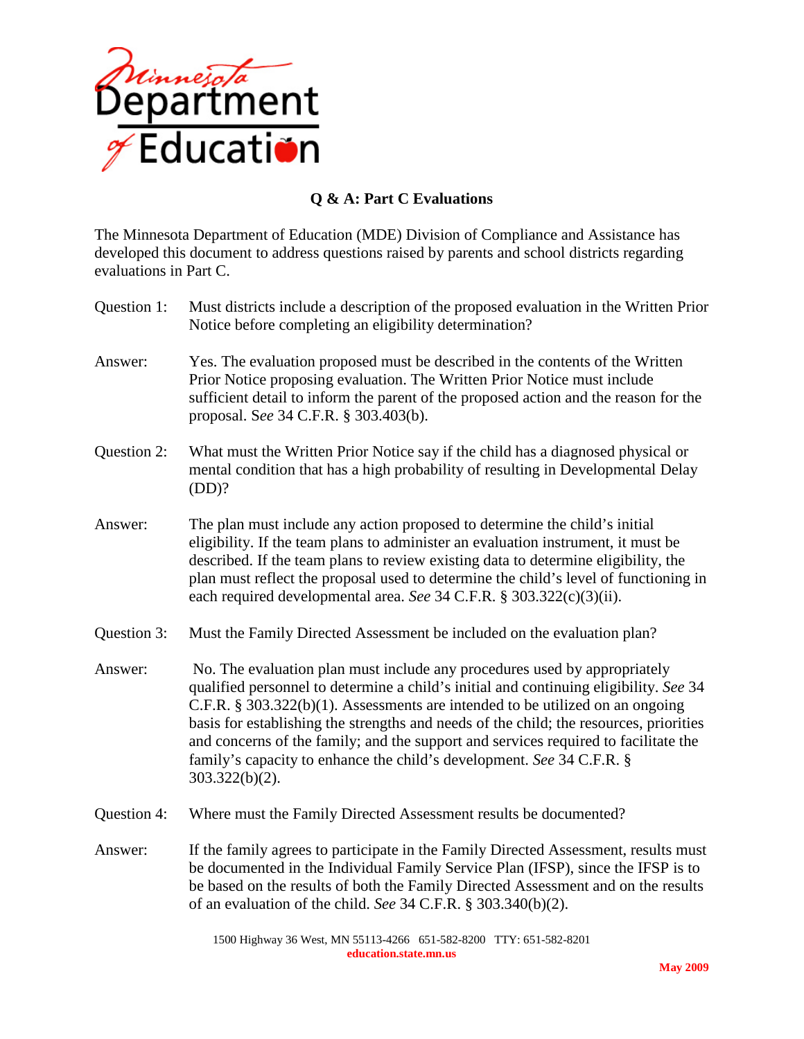Minnesota Department of Education

## Q & A: Part C Evaluations

The Minnesota Department of Education (MDE) Division of Compliance and Assistance has developed this document to address questions raised by parents and school districts regarding evaluations in Part C.

**Question 1:** Must districts include a description of the proposed evaluation in the Written Prior Notice before completing an eligibility determination?

**Answer:** Yes. The evaluation proposed must be described in the contents of the Written Prior Notice proposing evaluation. The Written Prior Notice must include sufficient detail to inform the parent of the proposed action and the reason for the proposal. *See* 34 C.F.R. § 303.403(b).

**Question 2:** What must the Written Prior Notice say if the child has a diagnosed physical or mental condition that has a high probability of resulting in Developmental Delay (DD)?

**Answer:** The plan must include any action proposed to determine the child's initial eligibility. If the team plans to administer an evaluation instrument, it must be described. If the team plans to review existing data to determine eligibility, the plan must reflect the proposal used to determine the child's level of functioning in each required developmental area. *See* 34 C.F.R. § 303.322(c)(3)(ii).

**Question 3:** Must the Family Directed Assessment be included on the evaluation plan?

**Answer:** No. The evaluation plan must include any procedures used by appropriately qualified personnel to determine a child's initial and continuing eligibility. *See* 34 C.F.R. § 303.322(b)(1). Assessments are intended to be utilized on an ongoing basis for establishing the strengths and needs of the child; the resources, priorities and concerns of the family; and the support and services required to facilitate the family's capacity to enhance the child's development. *See* 34 C.F.R. § 303.322(b)(2).

**Question 4:** Where must the Family Directed Assessment results be documented?

**Answer:** If the family agrees to participate in the Family Directed Assessment, results must be documented in the Individual Family Service Plan (IFSP), since the IFSP is to be based on the results of both the Family Directed Assessment and on the results of an evaluation of the child. *See* 34 C.F.R. § 303.340(b)(2).

1500 Highway 36 West, MN 55113-4266 651-582-8200 TTY: 651-582-8201
**education.state.mn.us**

**May 2009**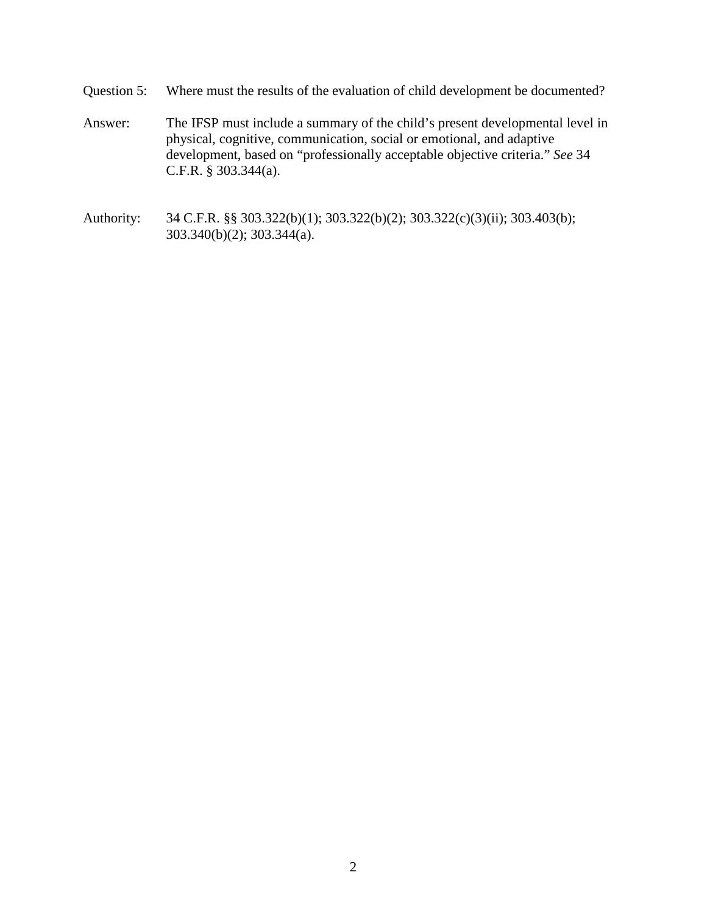Question 5: Where must the results of the evaluation of child development be documented?

Answer: The IFSP must include a summary of the child's present developmental level in physical, cognitive, communication, social or emotional, and adaptive development, based on "professionally acceptable objective criteria." *See* 34 C.F.R. § 303.344(a).

Authority: 34 C.F.R. §§ 303.322(b)(1); 303.322(b)(2); 303.322(c)(3)(ii); 303.403(b); 303.340(b)(2); 303.344(a).